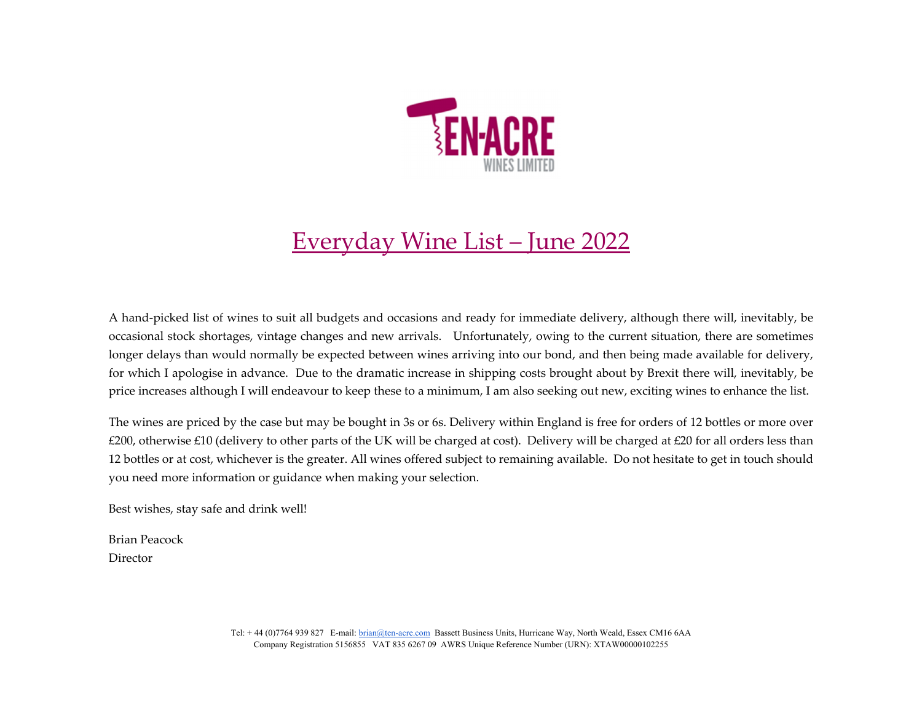TEN-ACRE
WINES LIMITED

# Everyday Wine List – June 2022

A hand-picked list of wines to suit all budgets and occasions and ready for immediate delivery, although there will, inevitably, be occasional stock shortages, vintage changes and new arrivals. Unfortunately, owing to the current situation, there are sometimes longer delays than would normally be expected between wines arriving into our bond, and then being made available for delivery, for which I apologise in advance. Due to the dramatic increase in shipping costs brought about by Brexit there will, inevitably, be price increases although I will endeavour to keep these to a minimum, I am also seeking out new, exciting wines to enhance the list.

The wines are priced by the case but may be bought in 3s or 6s. Delivery within England is free for orders of 12 bottles or more over £200, otherwise £10 (delivery to other parts of the UK will be charged at cost). Delivery will be charged at £20 for all orders less than 12 bottles or at cost, whichever is the greater. All wines offered subject to remaining available. Do not hesitate to get in touch should you need more information or guidance when making your selection.

Best wishes, stay safe and drink well!

Brian Peacock
Director

Tel: + 44 (0)7764 939 827 E-mail: brian@ten-acre.com Bassett Business Units, Hurricane Way, North Weald, Essex CM16 6AA
Company Registration 5156855 VAT 835 6267 09 AWRS Unique Reference Number (URN): XTAW00000102255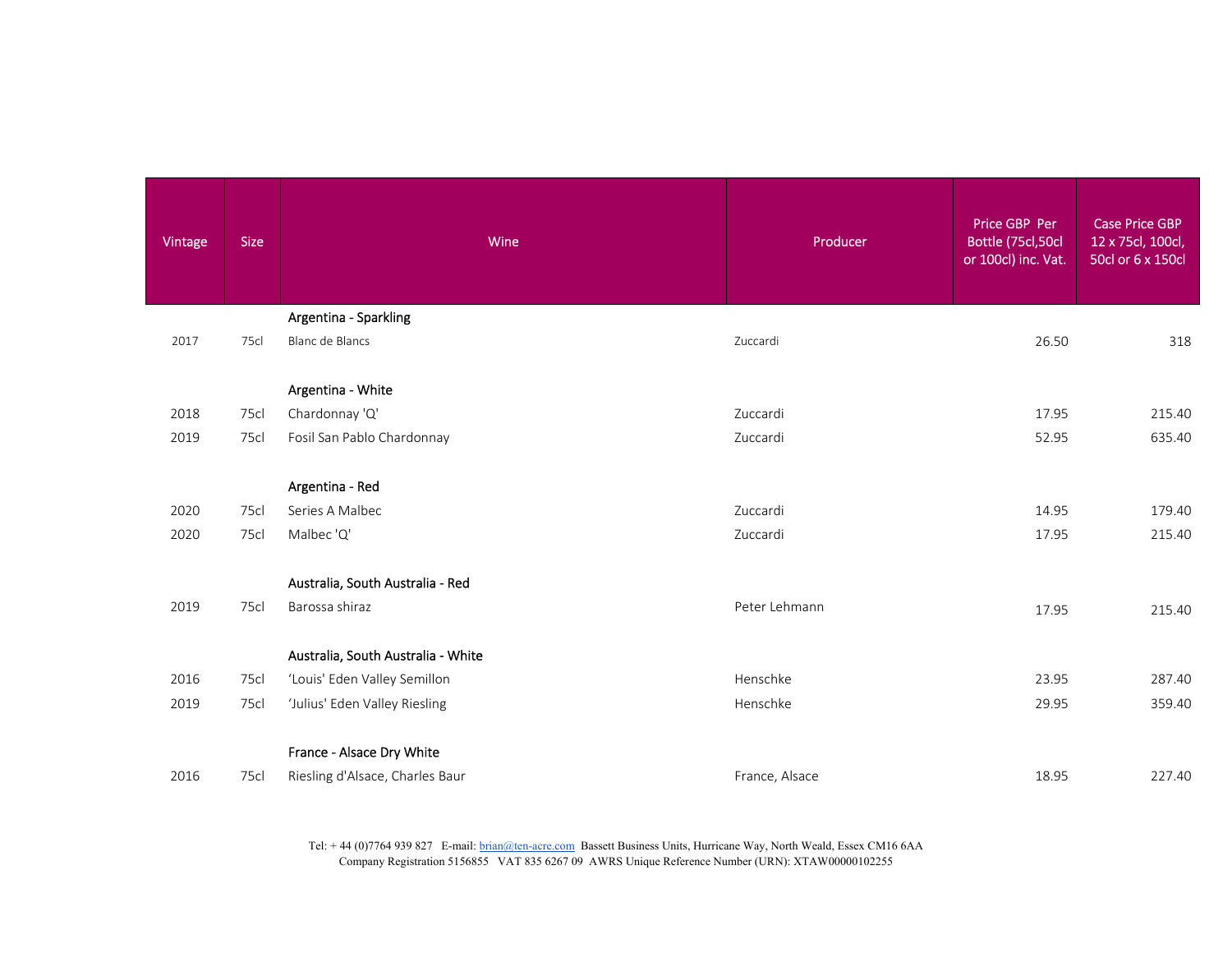| Vintage | Size | Wine | Producer | Price GBP Per Bottle (75cl,50cl or 100cl) inc. Vat. | Case Price GBP 12 x 75cl, 100cl, 50cl or 6 x 150cl |
|---|---|---|---|---|---|
| | | **Argentina - Sparkling** | | | |
| 2017 | 75cl | Blanc de Blancs | Zuccardi | 26.50 | 318 |
| | | **Argentina - White** | | | |
| 2018 | 75cl | Chardonnay 'Q' | Zuccardi | 17.95 | 215.40 |
| 2019 | 75cl | Fosil San Pablo Chardonnay | Zuccardi | 52.95 | 635.40 |
| | | **Argentina - Red** | | | |
| 2020 | 75cl | Series A Malbec | Zuccardi | 14.95 | 179.40 |
| 2020 | 75cl | Malbec 'Q' | Zuccardi | 17.95 | 215.40 |
| | | **Australia, South Australia - Red** | | | |
| 2019 | 75cl | Barossa shiraz | Peter Lehmann | 17.95 | 215.40 |
| | | **Australia, South Australia - White** | | | |
| 2016 | 75cl | 'Louis' Eden Valley Semillon | Henschke | 23.95 | 287.40 |
| 2019 | 75cl | 'Julius' Eden Valley Riesling | Henschke | 29.95 | 359.40 |
| | | **France - Alsace Dry White** | | | |
| 2016 | 75cl | Riesling d'Alsace, Charles Baur | France, Alsace | 18.95 | 227.40 |

Tel: + 44 (0)7764 939 827 E-mail: brian@ten-acre.com Bassett Business Units, Hurricane Way, North Weald, Essex CM16 6AA
Company Registration 5156855 VAT 835 6267 09 AWRS Unique Reference Number (URN): XTAW00000102255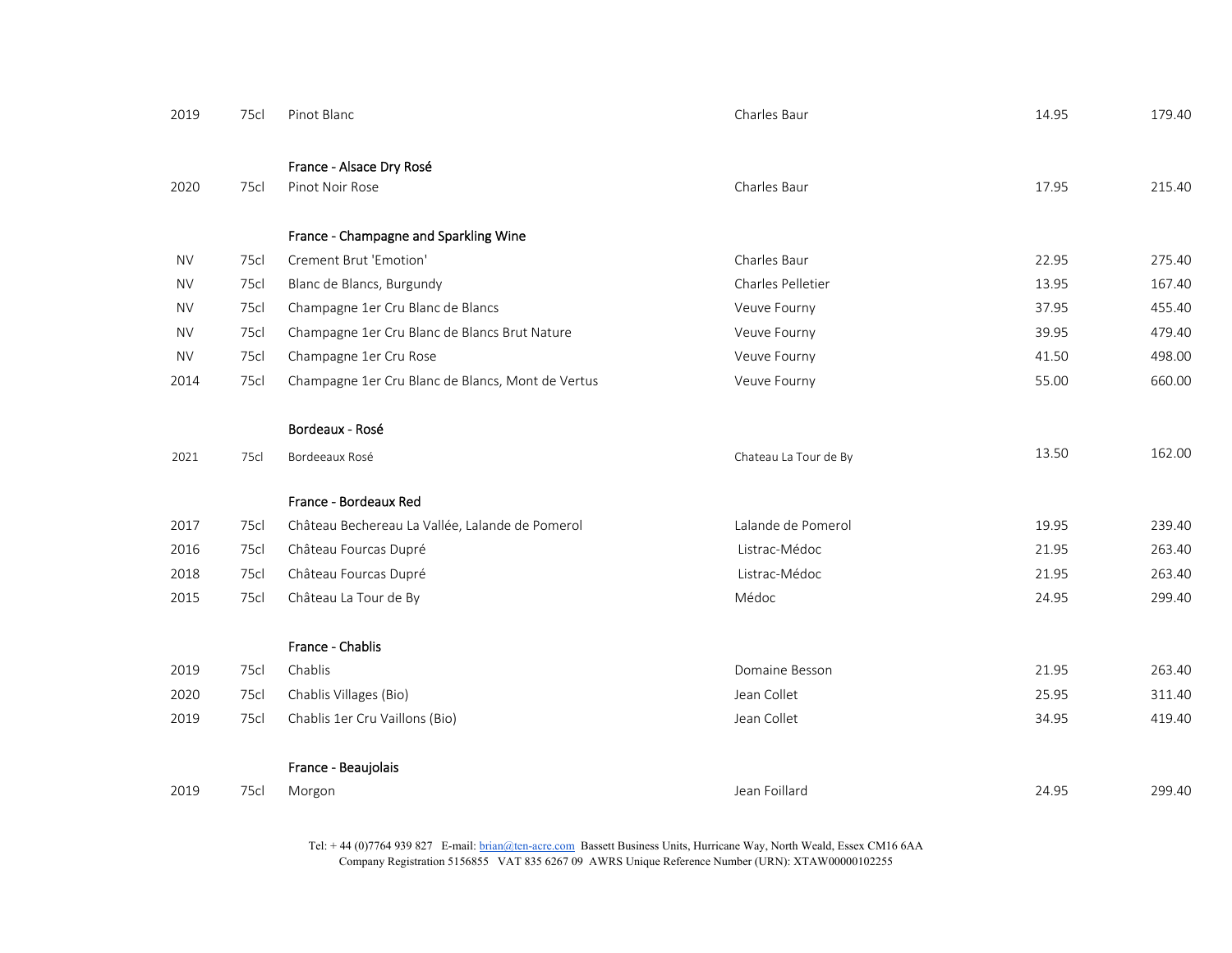| | | | | | |
|---|---|---|---|---|---|
| 2019 | 75cl | Pinot Blanc | Charles Baur | 14.95 | 179.40 |
| | | **France - Alsace Dry Rosé** | | | |
| 2020 | 75cl | Pinot Noir Rose | Charles Baur | 17.95 | 215.40 |
| | | **France - Champagne and Sparkling Wine** | | | |
| NV | 75cl | Crement Brut 'Emotion' | Charles Baur | 22.95 | 275.40 |
| NV | 75cl | Blanc de Blancs, Burgundy | Charles Pelletier | 13.95 | 167.40 |
| NV | 75cl | Champagne 1er Cru Blanc de Blancs | Veuve Fourny | 37.95 | 455.40 |
| NV | 75cl | Champagne 1er Cru Blanc de Blancs Brut Nature | Veuve Fourny | 39.95 | 479.40 |
| NV | 75cl | Champagne 1er Cru Rose | Veuve Fourny | 41.50 | 498.00 |
| 2014 | 75cl | Champagne 1er Cru Blanc de Blancs, Mont de Vertus | Veuve Fourny | 55.00 | 660.00 |
| | | **Bordeaux - Rosé** | | | |
| 2021 | 75cl | Bordeeaux Rosé | Chateau La Tour de By | 13.50 | 162.00 |
| | | **France - Bordeaux Red** | | | |
| 2017 | 75cl | Château Bechereau La Vallée, Lalande de Pomerol | Lalande de Pomerol | 19.95 | 239.40 |
| 2016 | 75cl | Château Fourcas Dupré | Listrac-Médoc | 21.95 | 263.40 |
| 2018 | 75cl | Château Fourcas Dupré | Listrac-Médoc | 21.95 | 263.40 |
| 2015 | 75cl | Château La Tour de By | Médoc | 24.95 | 299.40 |
| | | **France - Chablis** | | | |
| 2019 | 75cl | Chablis | Domaine Besson | 21.95 | 263.40 |
| 2020 | 75cl | Chablis Villages (Bio) | Jean Collet | 25.95 | 311.40 |
| 2019 | 75cl | Chablis 1er Cru Vaillons (Bio) | Jean Collet | 34.95 | 419.40 |
| | | **France - Beaujolais** | | | |
| 2019 | 75cl | Morgon | Jean Foillard | 24.95 | 299.40 |

Tel: + 44 (0)7764 939 827 E-mail: brian@ten-acre.com Bassett Business Units, Hurricane Way, North Weald, Essex CM16 6AA
Company Registration 5156855 VAT 835 6267 09 AWRS Unique Reference Number (URN): XTAW00000102255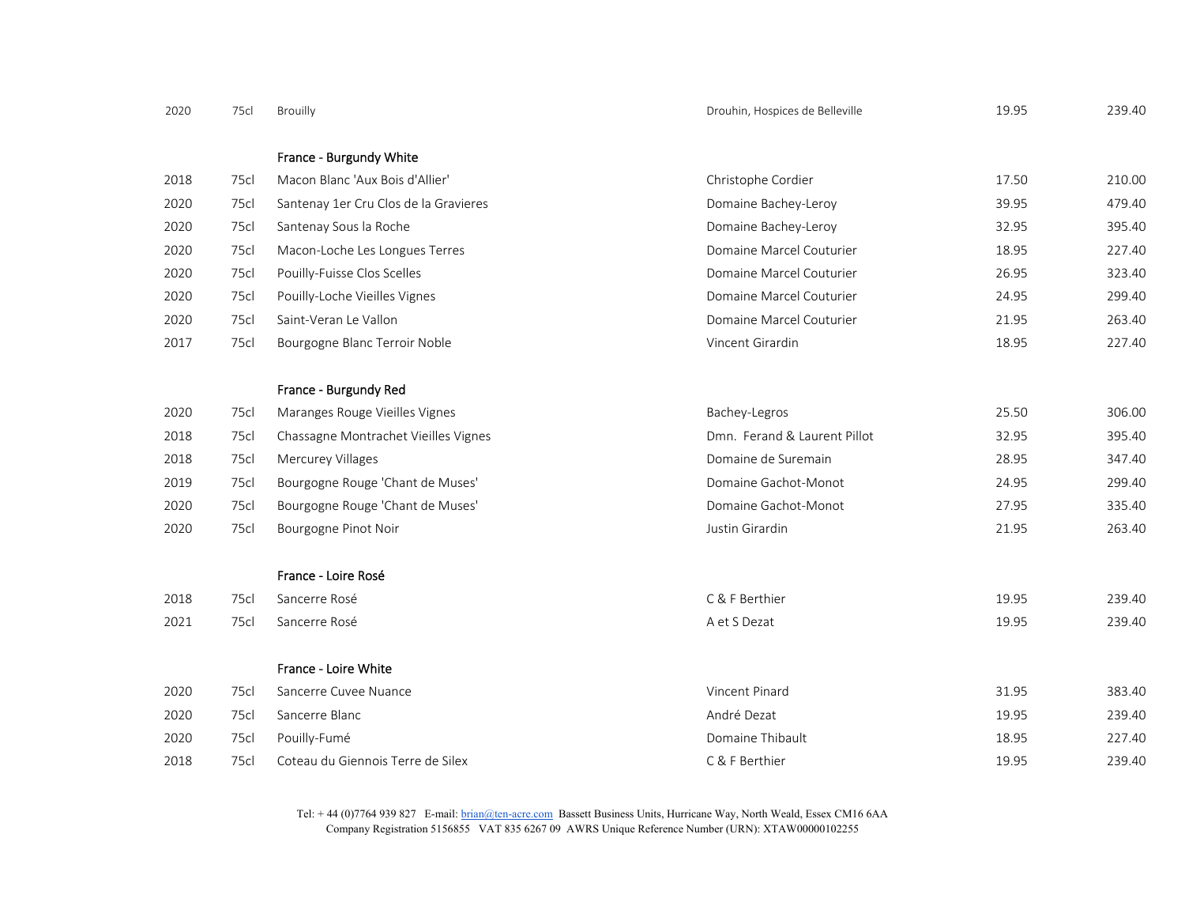| | | | | | |
|---|---|---|---|---|---|
| 2020 | 75cl | Brouilly | Drouhin, Hospices de Belleville | 19.95 | 239.40 |
| | | **France - Burgundy White** | | | |
| 2018 | 75cl | Macon Blanc 'Aux Bois d'Allier' | Christophe Cordier | 17.50 | 210.00 |
| 2020 | 75cl | Santenay 1er Cru Clos de la Gravieres | Domaine Bachey-Leroy | 39.95 | 479.40 |
| 2020 | 75cl | Santenay Sous la Roche | Domaine Bachey-Leroy | 32.95 | 395.40 |
| 2020 | 75cl | Macon-Loche Les Longues Terres | Domaine Marcel Couturier | 18.95 | 227.40 |
| 2020 | 75cl | Pouilly-Fuisse Clos Scelles | Domaine Marcel Couturier | 26.95 | 323.40 |
| 2020 | 75cl | Pouilly-Loche Vieilles Vignes | Domaine Marcel Couturier | 24.95 | 299.40 |
| 2020 | 75cl | Saint-Veran Le Vallon | Domaine Marcel Couturier | 21.95 | 263.40 |
| 2017 | 75cl | Bourgogne Blanc Terroir Noble | Vincent Girardin | 18.95 | 227.40 |
| | | **France - Burgundy Red** | | | |
| 2020 | 75cl | Maranges Rouge Vieilles Vignes | Bachey-Legros | 25.50 | 306.00 |
| 2018 | 75cl | Chassagne Montrachet Vieilles Vignes | Dmn. Ferand & Laurent Pillot | 32.95 | 395.40 |
| 2018 | 75cl | Mercurey Villages | Domaine de Suremain | 28.95 | 347.40 |
| 2019 | 75cl | Bourgogne Rouge 'Chant de Muses' | Domaine Gachot-Monot | 24.95 | 299.40 |
| 2020 | 75cl | Bourgogne Rouge 'Chant de Muses' | Domaine Gachot-Monot | 27.95 | 335.40 |
| 2020 | 75cl | Bourgogne Pinot Noir | Justin Girardin | 21.95 | 263.40 |
| | | **France - Loire Rosé** | | | |
| 2018 | 75cl | Sancerre Rosé | C & F Berthier | 19.95 | 239.40 |
| 2021 | 75cl | Sancerre Rosé | A et S Dezat | 19.95 | 239.40 |
| | | **France - Loire White** | | | |
| 2020 | 75cl | Sancerre Cuvee Nuance | Vincent Pinard | 31.95 | 383.40 |
| 2020 | 75cl | Sancerre Blanc | André Dezat | 19.95 | 239.40 |
| 2020 | 75cl | Pouilly-Fumé | Domaine Thibault | 18.95 | 227.40 |
| 2018 | 75cl | Coteau du Giennois Terre de Silex | C & F Berthier | 19.95 | 239.40 |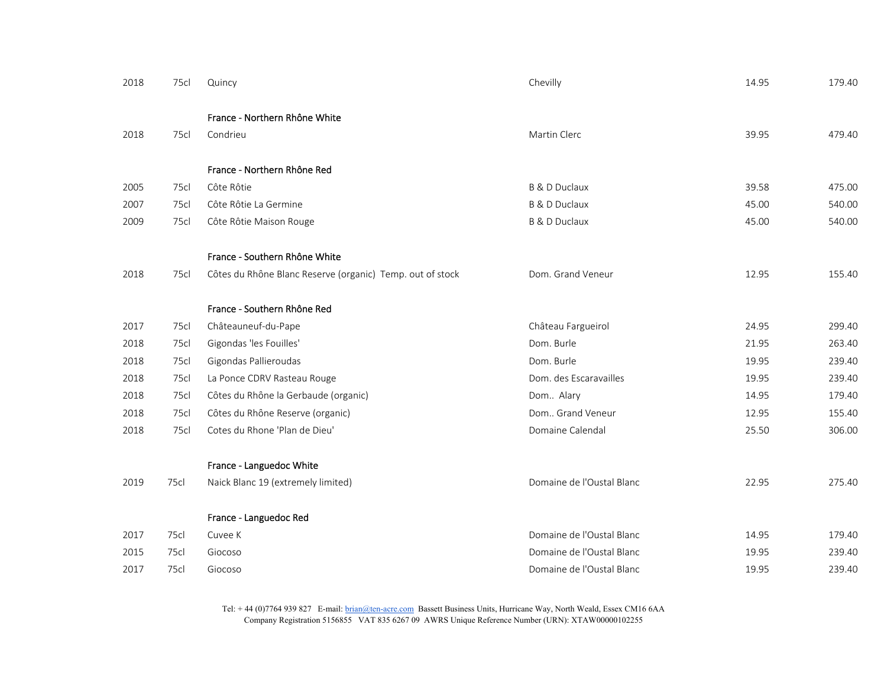| | | | | | |
|---|---|---|---|---|---|
| 2018 | 75cl | Quincy | Chevilly | 14.95 | 179.40 |
| | | **France - Northern Rhône White** | | | |
| 2018 | 75cl | Condrieu | Martin Clerc | 39.95 | 479.40 |
| | | **France - Northern Rhône Red** | | | |
| 2005 | 75cl | Côte Rôtie | B & D Duclaux | 39.58 | 475.00 |
| 2007 | 75cl | Côte Rôtie La Germine | B & D Duclaux | 45.00 | 540.00 |
| 2009 | 75cl | Côte Rôtie Maison Rouge | B & D Duclaux | 45.00 | 540.00 |
| | | **France - Southern Rhône White** | | | |
| 2018 | 75cl | Côtes du Rhône Blanc Reserve (organic) Temp. out of stock | Dom. Grand Veneur | 12.95 | 155.40 |
| | | **France - Southern Rhône Red** | | | |
| 2017 | 75cl | Châteauneuf-du-Pape | Château Fargueirol | 24.95 | 299.40 |
| 2018 | 75cl | Gigondas 'les Fouilles' | Dom. Burle | 21.95 | 263.40 |
| 2018 | 75cl | Gigondas Pallieroudas | Dom. Burle | 19.95 | 239.40 |
| 2018 | 75cl | La Ponce CDRV Rasteau Rouge | Dom. des Escaravailles | 19.95 | 239.40 |
| 2018 | 75cl | Côtes du Rhône la Gerbaude (organic) | Dom.. Alary | 14.95 | 179.40 |
| 2018 | 75cl | Côtes du Rhône Reserve (organic) | Dom.. Grand Veneur | 12.95 | 155.40 |
| 2018 | 75cl | Cotes du Rhone 'Plan de Dieu' | Domaine Calendal | 25.50 | 306.00 |
| | | **France - Languedoc White** | | | |
| 2019 | 75cl | Naick Blanc 19 (extremely limited) | Domaine de l'Oustal Blanc | 22.95 | 275.40 |
| | | **France - Languedoc Red** | | | |
| 2017 | 75cl | Cuvee K | Domaine de l'Oustal Blanc | 14.95 | 179.40 |
| 2015 | 75cl | Giocoso | Domaine de l'Oustal Blanc | 19.95 | 239.40 |
| 2017 | 75cl | Giocoso | Domaine de l'Oustal Blanc | 19.95 | 239.40 |

Tel: + 44 (0)7764 939 827 E-mail: brian@ten-acre.com Bassett Business Units, Hurricane Way, North Weald, Essex CM16 6AA
Company Registration 5156855 VAT 835 6267 09 AWRS Unique Reference Number (URN): XTAW00000102255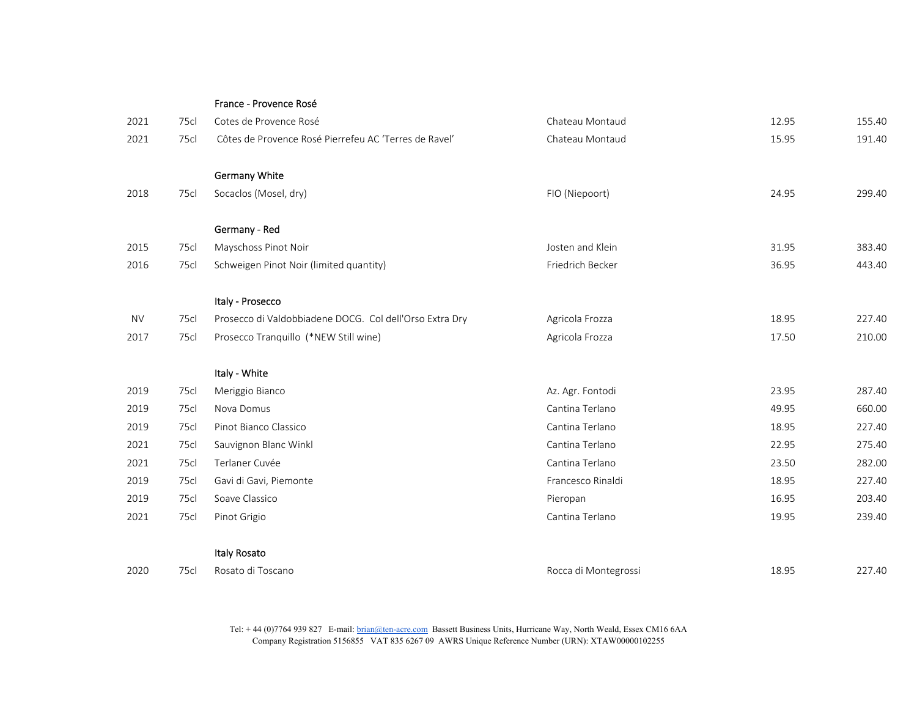| | | | | | |
|---|---|---|---|---|---|
| | | **France - Provence Rosé** | | | |
| 2021 | 75cl | Cotes de Provence Rosé | Chateau Montaud | 12.95 | 155.40 |
| 2021 | 75cl | Côtes de Provence Rosé Pierrefeu AC 'Terres de Ravel' | Chateau Montaud | 15.95 | 191.40 |
| | | **Germany White** | | | |
| 2018 | 75cl | Socaclos (Mosel, dry) | FIO (Niepoort) | 24.95 | 299.40 |
| | | **Germany - Red** | | | |
| 2015 | 75cl | Mayschoss Pinot Noir | Josten and Klein | 31.95 | 383.40 |
| 2016 | 75cl | Schweigen Pinot Noir (limited quantity) | Friedrich Becker | 36.95 | 443.40 |
| | | **Italy - Prosecco** | | | |
| NV | 75cl | Prosecco di Valdobbiadene DOCG. Col dell'Orso Extra Dry | Agricola Frozza | 18.95 | 227.40 |
| 2017 | 75cl | Prosecco Tranquillo (*NEW Still wine) | Agricola Frozza | 17.50 | 210.00 |
| | | **Italy - White** | | | |
| 2019 | 75cl | Meriggio Bianco | Az. Agr. Fontodi | 23.95 | 287.40 |
| 2019 | 75cl | Nova Domus | Cantina Terlano | 49.95 | 660.00 |
| 2019 | 75cl | Pinot Bianco Classico | Cantina Terlano | 18.95 | 227.40 |
| 2021 | 75cl | Sauvignon Blanc Winkl | Cantina Terlano | 22.95 | 275.40 |
| 2021 | 75cl | Terlaner Cuvée | Cantina Terlano | 23.50 | 282.00 |
| 2019 | 75cl | Gavi di Gavi, Piemonte | Francesco Rinaldi | 18.95 | 227.40 |
| 2019 | 75cl | Soave Classico | Pieropan | 16.95 | 203.40 |
| 2021 | 75cl | Pinot Grigio | Cantina Terlano | 19.95 | 239.40 |
| | | **Italy Rosato** | | | |
| 2020 | 75cl | Rosato di Toscano | Rocca di Montegrossi | 18.95 | 227.40 |

Tel: + 44 (0)7764 939 827 E-mail: brian@ten-acre.com Bassett Business Units, Hurricane Way, North Weald, Essex CM16 6AA
Company Registration 5156855 VAT 835 6267 09 AWRS Unique Reference Number (URN): XTAW00000102255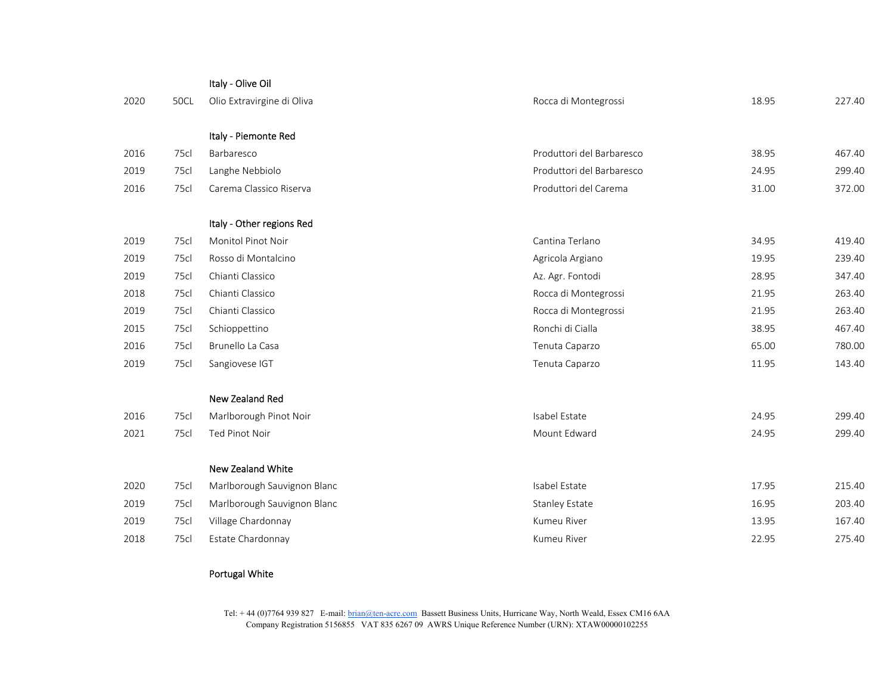| | | | | | |
|---|---|---|---|---|---|
| | | **Italy - Olive Oil** | | | |
| 2020 | 50CL | Olio Extravirgine di Oliva | Rocca di Montegrossi | 18.95 | 227.40 |
| | | **Italy - Piemonte Red** | | | |
| 2016 | 75cl | Barbaresco | Produttori del Barbaresco | 38.95 | 467.40 |
| 2019 | 75cl | Langhe Nebbiolo | Produttori del Barbaresco | 24.95 | 299.40 |
| 2016 | 75cl | Carema Classico Riserva | Produttori del Carema | 31.00 | 372.00 |
| | | **Italy - Other regions Red** | | | |
| 2019 | 75cl | Monitol Pinot Noir | Cantina Terlano | 34.95 | 419.40 |
| 2019 | 75cl | Rosso di Montalcino | Agricola Argiano | 19.95 | 239.40 |
| 2019 | 75cl | Chianti Classico | Az. Agr. Fontodi | 28.95 | 347.40 |
| 2018 | 75cl | Chianti Classico | Rocca di Montegrossi | 21.95 | 263.40 |
| 2019 | 75cl | Chianti Classico | Rocca di Montegrossi | 21.95 | 263.40 |
| 2015 | 75cl | Schioppettino | Ronchi di Cialla | 38.95 | 467.40 |
| 2016 | 75cl | Brunello La Casa | Tenuta Caparzo | 65.00 | 780.00 |
| 2019 | 75cl | Sangiovese IGT | Tenuta Caparzo | 11.95 | 143.40 |
| | | **New Zealand Red** | | | |
| 2016 | 75cl | Marlborough Pinot Noir | Isabel Estate | 24.95 | 299.40 |
| 2021 | 75cl | Ted Pinot Noir | Mount Edward | 24.95 | 299.40 |
| | | **New Zealand White** | | | |
| 2020 | 75cl | Marlborough Sauvignon Blanc | Isabel Estate | 17.95 | 215.40 |
| 2019 | 75cl | Marlborough Sauvignon Blanc | Stanley Estate | 16.95 | 203.40 |
| 2019 | 75cl | Village Chardonnay | Kumeu River | 13.95 | 167.40 |
| 2018 | 75cl | Estate Chardonnay | Kumeu River | 22.95 | 275.40 |
| | | **Portugal White** | | | |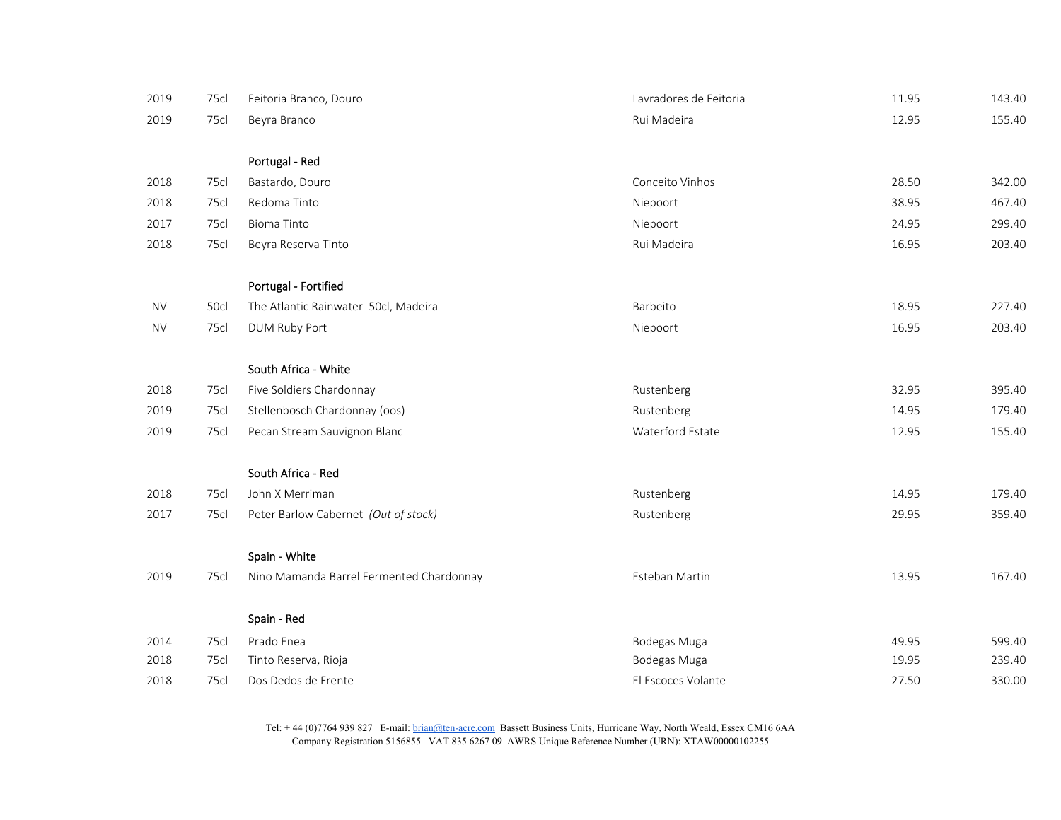| | | | | | |
|---|---|---|---|---|---|
| 2019 | 75cl | Feitoria Branco, Douro | Lavradores de Feitoria | 11.95 | 143.40 |
| 2019 | 75cl | Beyra Branco | Rui Madeira | 12.95 | 155.40 |
| | | **Portugal - Red** | | | |
| 2018 | 75cl | Bastardo, Douro | Conceito Vinhos | 28.50 | 342.00 |
| 2018 | 75cl | Redoma Tinto | Niepoort | 38.95 | 467.40 |
| 2017 | 75cl | Bioma Tinto | Niepoort | 24.95 | 299.40 |
| 2018 | 75cl | Beyra Reserva Tinto | Rui Madeira | 16.95 | 203.40 |
| | | **Portugal - Fortified** | | | |
| NV | 50cl | The Atlantic Rainwater 50cl, Madeira | Barbeito | 18.95 | 227.40 |
| NV | 75cl | DUM Ruby Port | Niepoort | 16.95 | 203.40 |
| | | **South Africa - White** | | | |
| 2018 | 75cl | Five Soldiers Chardonnay | Rustenberg | 32.95 | 395.40 |
| 2019 | 75cl | Stellenbosch Chardonnay (oos) | Rustenberg | 14.95 | 179.40 |
| 2019 | 75cl | Pecan Stream Sauvignon Blanc | Waterford Estate | 12.95 | 155.40 |
| | | **South Africa - Red** | | | |
| 2018 | 75cl | John X Merriman | Rustenberg | 14.95 | 179.40 |
| 2017 | 75cl | Peter Barlow Cabernet *(Out of stock)* | Rustenberg | 29.95 | 359.40 |
| | | **Spain - White** | | | |
| 2019 | 75cl | Nino Mamanda Barrel Fermented Chardonnay | Esteban Martin | 13.95 | 167.40 |
| | | **Spain - Red** | | | |
| 2014 | 75cl | Prado Enea | Bodegas Muga | 49.95 | 599.40 |
| 2018 | 75cl | Tinto Reserva, Rioja | Bodegas Muga | 19.95 | 239.40 |
| 2018 | 75cl | Dos Dedos de Frente | El Escoces Volante | 27.50 | 330.00 |

Tel: + 44 (0)7764 939 827 E-mail: brian@ten-acre.com Bassett Business Units, Hurricane Way, North Weald, Essex CM16 6AA
Company Registration 5156855 VAT 835 6267 09 AWRS Unique Reference Number (URN): XTAW00000102255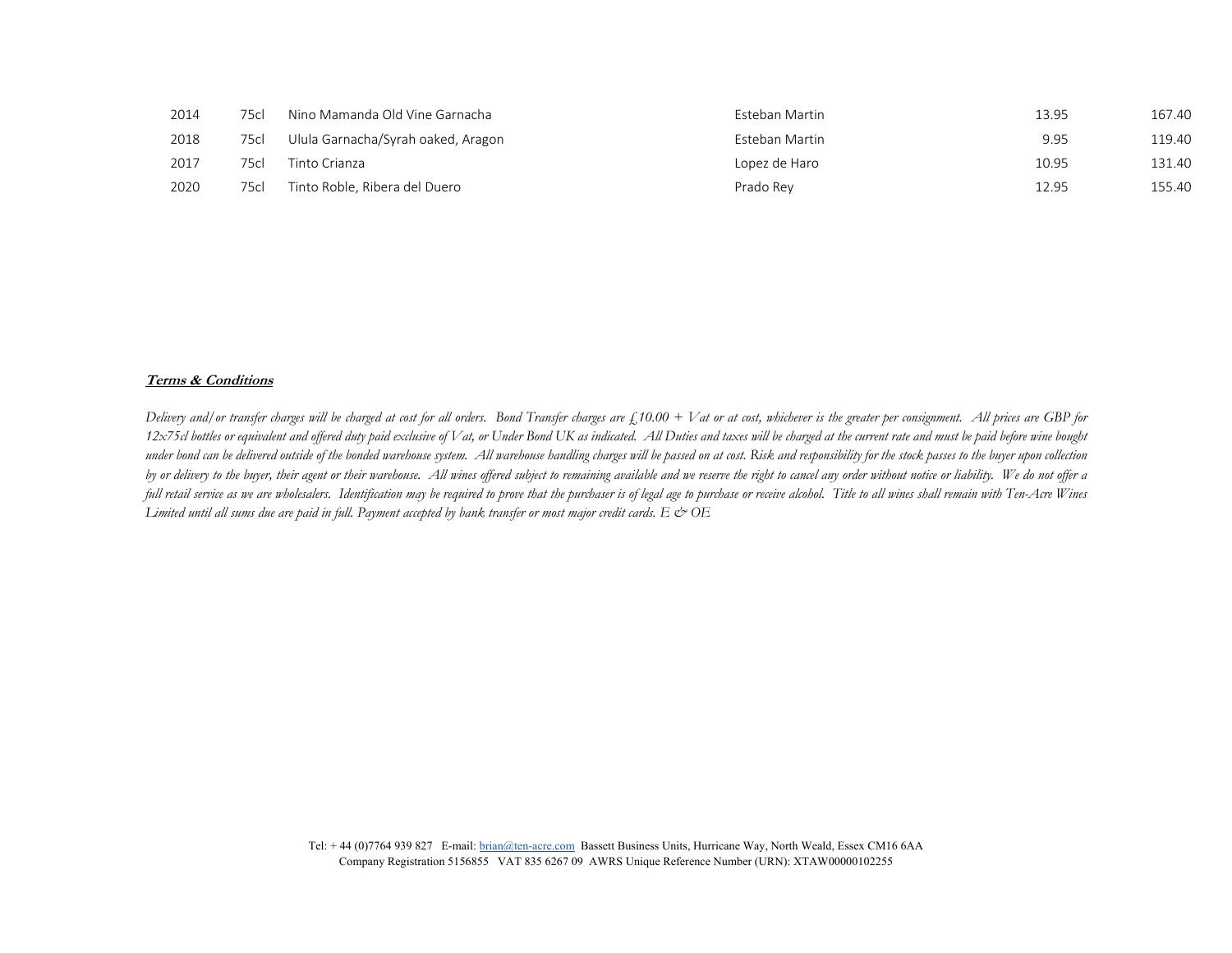| | | | | | |
|---|---|---|---|---|---|
| 2014 | 75cl | Nino Mamanda Old Vine Garnacha | Esteban Martin | 13.95 | 167.40 |
| 2018 | 75cl | Ulula Garnacha/Syrah oaked, Aragon | Esteban Martin | 9.95 | 119.40 |
| 2017 | 75cl | Tinto Crianza | Lopez de Haro | 10.95 | 131.40 |
| 2020 | 75cl | Tinto Roble, Ribera del Duero | Prado Rey | 12.95 | 155.40 |

***Terms & Conditions***

*Delivery and/or transfer charges will be charged at cost for all orders. Bond Transfer charges are £10.00 + Vat or at cost, whichever is the greater per consignment. All prices are GBP for 12x75cl bottles or equivalent and offered duty paid exclusive of Vat, or Under Bond UK as indicated. All Duties and taxes will be charged at the current rate and must be paid before wine bought under bond can be delivered outside of the bonded warehouse system. All warehouse handling charges will be passed on at cost. Risk and responsibility for the stock passes to the buyer upon collection by or delivery to the buyer, their agent or their warehouse. All wines offered subject to remaining available and we reserve the right to cancel any order without notice or liability. We do not offer a full retail service as we are wholesalers. Identification may be required to prove that the purchaser is of legal age to purchase or receive alcohol. Title to all wines shall remain with Ten-Acre Wines Limited until all sums due are paid in full. Payment accepted by bank transfer or most major credit cards. E & OE*

Tel: + 44 (0)7764 939 827 E-mail: brian@ten-acre.com Bassett Business Units, Hurricane Way, North Weald, Essex CM16 6AA
Company Registration 5156855 VAT 835 6267 09 AWRS Unique Reference Number (URN): XTAW00000102255